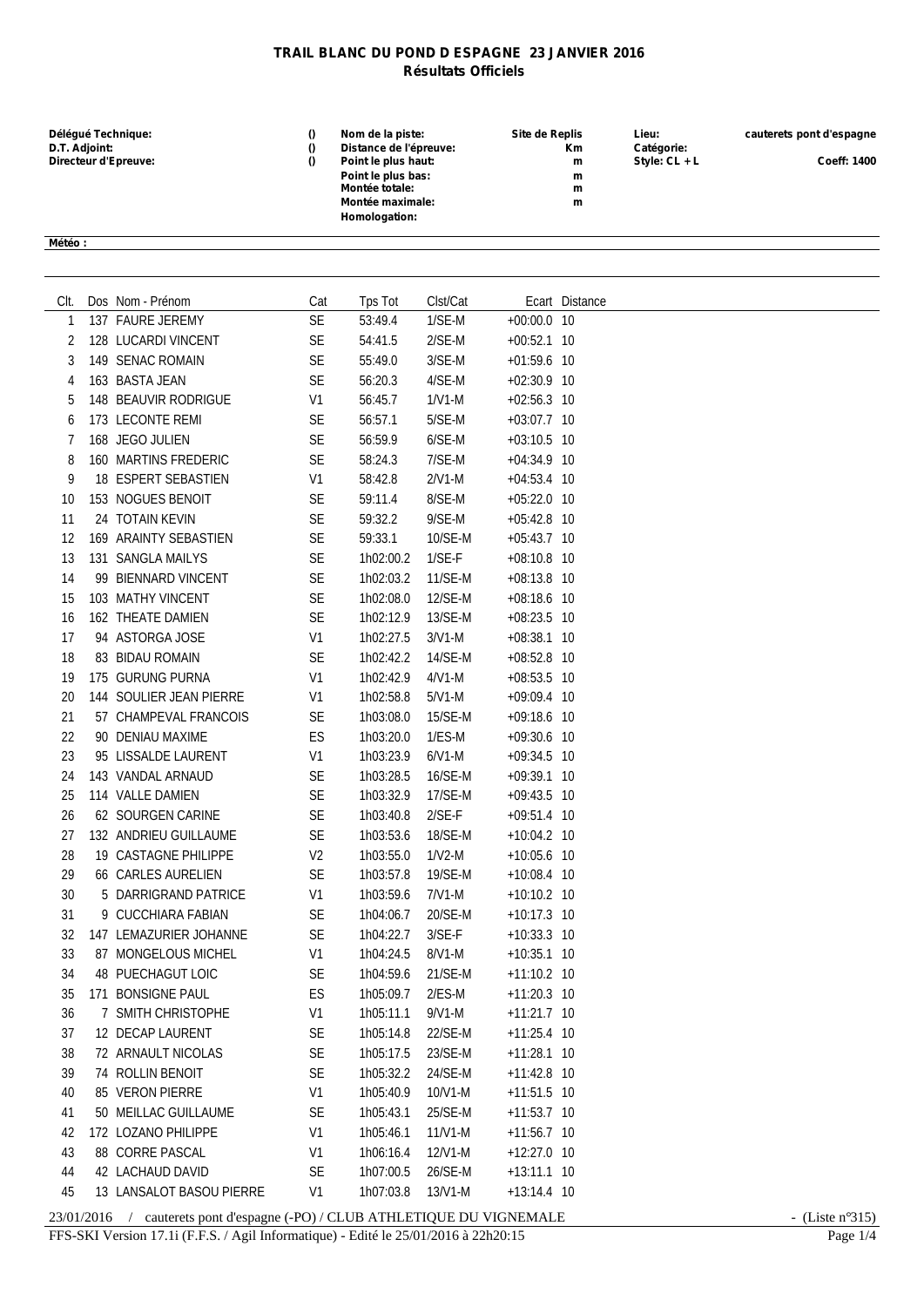# TRAIL BLANC DU POND D ESPAGNE 23 JANVIER 2016

## Résultats Officiels

| | | | | | |
|---|---|---|---|---|---|
| **Délégué Technique:** | **()** | **Nom de la piste:** | **Site de Replis** | **Lieu:** | **cauterets pont d'espagne** |
| **D.T. Adjoint:** | **()** | **Distance de l'épreuve:** | **Km** | **Catégorie:** | |
| **Directeur d'Epreuve:** | **()** | **Point le plus haut:** | **m** | **Style: CL + L** | **Coeff: 1400** |
| | | **Point le plus bas:** | **m** | | |
| | | **Montée totale:** | **m** | | |
| | | **Montée maximale:** | **m** | | |
| | | **Homologation:** | | | |

**Météo :**

| Clt. | Dos | Nom - Prénom | Cat | Tps Tot | Clst/Cat | Ecart | Distance |
|---|---|---|---|---|---|---|---|
| 1 | 137 | FAURE JEREMY | SE | 53:49.4 | 1/SE-M | +00:00.0 | 10 |
| 2 | 128 | LUCARDI VINCENT | SE | 54:41.5 | 2/SE-M | +00:52.1 | 10 |
| 3 | 149 | SENAC ROMAIN | SE | 55:49.0 | 3/SE-M | +01:59.6 | 10 |
| 4 | 163 | BASTA JEAN | SE | 56:20.3 | 4/SE-M | +02:30.9 | 10 |
| 5 | 148 | BEAUVIR RODRIGUE | V1 | 56:45.7 | 1/V1-M | +02:56.3 | 10 |
| 6 | 173 | LECONTE REMI | SE | 56:57.1 | 5/SE-M | +03:07.7 | 10 |
| 7 | 168 | JEGO JULIEN | SE | 56:59.9 | 6/SE-M | +03:10.5 | 10 |
| 8 | 160 | MARTINS FREDERIC | SE | 58:24.3 | 7/SE-M | +04:34.9 | 10 |
| 9 | 18 | ESPERT SEBASTIEN | V1 | 58:42.8 | 2/V1-M | +04:53.4 | 10 |
| 10 | 153 | NOGUES BENOIT | SE | 59:11.4 | 8/SE-M | +05:22.0 | 10 |
| 11 | 24 | TOTAIN KEVIN | SE | 59:32.2 | 9/SE-M | +05:42.8 | 10 |
| 12 | 169 | ARAINTY SEBASTIEN | SE | 59:33.1 | 10/SE-M | +05:43.7 | 10 |
| 13 | 131 | SANGLA MAILYS | SE | 1h02:00.2 | 1/SE-F | +08:10.8 | 10 |
| 14 | 99 | BIENNARD VINCENT | SE | 1h02:03.2 | 11/SE-M | +08:13.8 | 10 |
| 15 | 103 | MATHY VINCENT | SE | 1h02:08.0 | 12/SE-M | +08:18.6 | 10 |
| 16 | 162 | THEATE DAMIEN | SE | 1h02:12.9 | 13/SE-M | +08:23.5 | 10 |
| 17 | 94 | ASTORGA JOSE | V1 | 1h02:27.5 | 3/V1-M | +08:38.1 | 10 |
| 18 | 83 | BIDAU ROMAIN | SE | 1h02:42.2 | 14/SE-M | +08:52.8 | 10 |
| 19 | 175 | GURUNG PURNA | V1 | 1h02:42.9 | 4/V1-M | +08:53.5 | 10 |
| 20 | 144 | SOULIER JEAN PIERRE | V1 | 1h02:58.8 | 5/V1-M | +09:09.4 | 10 |
| 21 | 57 | CHAMPEVAL FRANCOIS | SE | 1h03:08.0 | 15/SE-M | +09:18.6 | 10 |
| 22 | 90 | DENIAU MAXIME | ES | 1h03:20.0 | 1/ES-M | +09:30.6 | 10 |
| 23 | 95 | LISSALDE LAURENT | V1 | 1h03:23.9 | 6/V1-M | +09:34.5 | 10 |
| 24 | 143 | VANDAL ARNAUD | SE | 1h03:28.5 | 16/SE-M | +09:39.1 | 10 |
| 25 | 114 | VALLE DAMIEN | SE | 1h03:32.9 | 17/SE-M | +09:43.5 | 10 |
| 26 | 62 | SOURGEN CARINE | SE | 1h03:40.8 | 2/SE-F | +09:51.4 | 10 |
| 27 | 132 | ANDRIEU GUILLAUME | SE | 1h03:53.6 | 18/SE-M | +10:04.2 | 10 |
| 28 | 19 | CASTAGNE PHILIPPE | V2 | 1h03:55.0 | 1/V2-M | +10:05.6 | 10 |
| 29 | 66 | CARLES AURELIEN | SE | 1h03:57.8 | 19/SE-M | +10:08.4 | 10 |
| 30 | 5 | DARRIGRAND PATRICE | V1 | 1h03:59.6 | 7/V1-M | +10:10.2 | 10 |
| 31 | 9 | CUCCHIARA FABIAN | SE | 1h04:06.7 | 20/SE-M | +10:17.3 | 10 |
| 32 | 147 | LEMAZURIER JOHANNE | SE | 1h04:22.7 | 3/SE-F | +10:33.3 | 10 |
| 33 | 87 | MONGELOUS MICHEL | V1 | 1h04:24.5 | 8/V1-M | +10:35.1 | 10 |
| 34 | 48 | PUECHAGUT LOIC | SE | 1h04:59.6 | 21/SE-M | +11:10.2 | 10 |
| 35 | 171 | BONSIGNE PAUL | ES | 1h05:09.7 | 2/ES-M | +11:20.3 | 10 |
| 36 | 7 | SMITH CHRISTOPHE | V1 | 1h05:11.1 | 9/V1-M | +11:21.7 | 10 |
| 37 | 12 | DECAP LAURENT | SE | 1h05:14.8 | 22/SE-M | +11:25.4 | 10 |
| 38 | 72 | ARNAULT NICOLAS | SE | 1h05:17.5 | 23/SE-M | +11:28.1 | 10 |
| 39 | 74 | ROLLIN BENOIT | SE | 1h05:32.2 | 24/SE-M | +11:42.8 | 10 |
| 40 | 85 | VERON PIERRE | V1 | 1h05:40.9 | 10/V1-M | +11:51.5 | 10 |
| 41 | 50 | MEILLAC GUILLAUME | SE | 1h05:43.1 | 25/SE-M | +11:53.7 | 10 |
| 42 | 172 | LOZANO PHILIPPE | V1 | 1h05:46.1 | 11/V1-M | +11:56.7 | 10 |
| 43 | 88 | CORRE PASCAL | V1 | 1h06:16.4 | 12/V1-M | +12:27.0 | 10 |
| 44 | 42 | LACHAUD DAVID | SE | 1h07:00.5 | 26/SE-M | +13:11.1 | 10 |
| 45 | 13 | LANSALOT BASOU PIERRE | V1 | 1h07:03.8 | 13/V1-M | +13:14.4 | 10 |

23/01/2016 / cauterets pont d'espagne (-PO) / CLUB ATHLETIQUE DU VIGNEMALE - (Liste n°315)

FFS-SKI Version 17.1i (F.F.S. / Agil Informatique) - Edité le 25/01/2016 à 22h20:15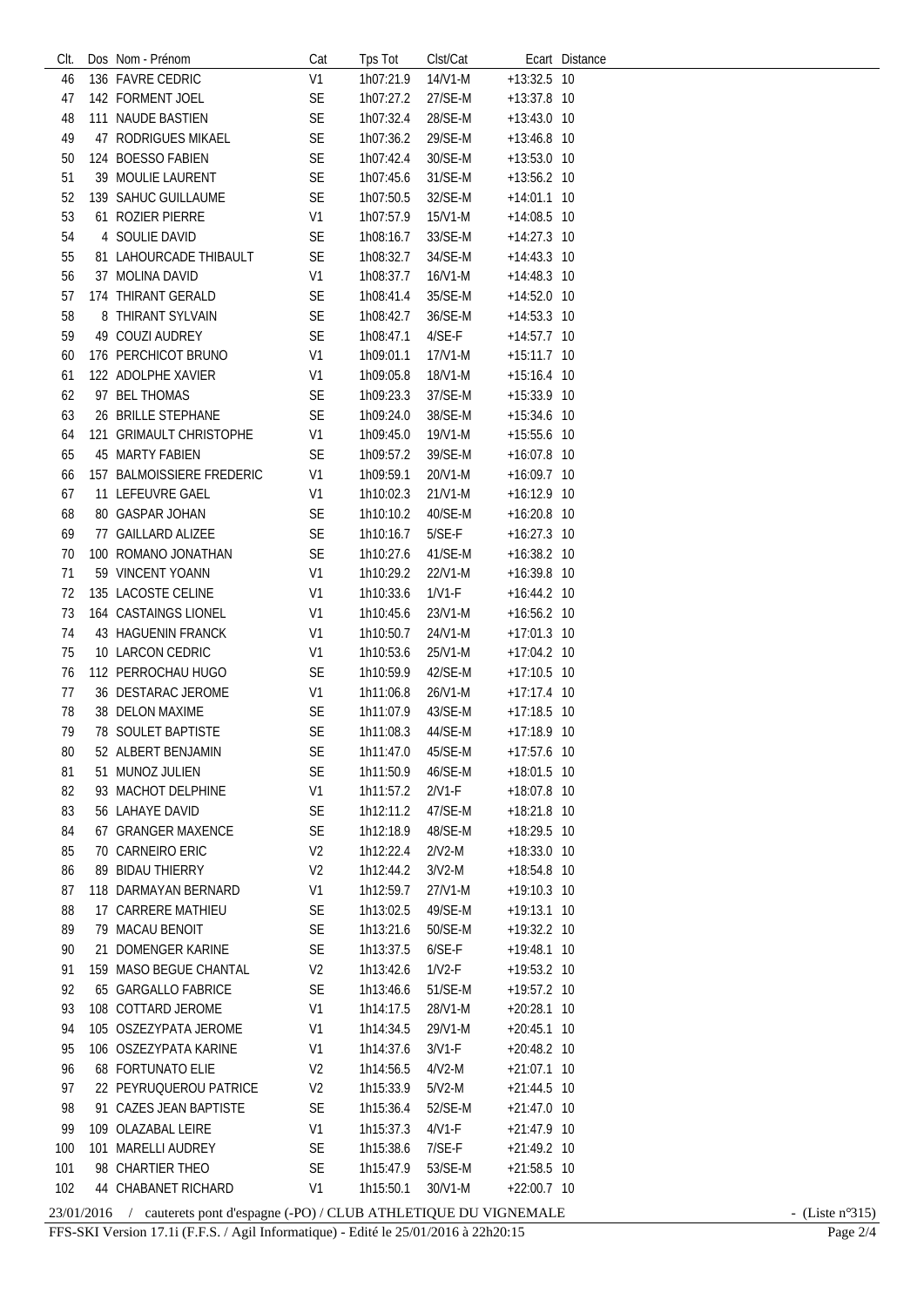| Clt. | Dos | Nom - Prénom | Cat | Tps Tot | Clst/Cat | Ecart | Distance |
|---|---|---|---|---|---|---|---|
| 46 | 136 | FAVRE CEDRIC | V1 | 1h07:21.9 | 14/V1-M | +13:32.5 | 10 |
| 47 | 142 | FORMENT JOEL | SE | 1h07:27.2 | 27/SE-M | +13:37.8 | 10 |
| 48 | 111 | NAUDE BASTIEN | SE | 1h07:32.4 | 28/SE-M | +13:43.0 | 10 |
| 49 | 47 | RODRIGUES MIKAEL | SE | 1h07:36.2 | 29/SE-M | +13:46.8 | 10 |
| 50 | 124 | BOESSO FABIEN | SE | 1h07:42.4 | 30/SE-M | +13:53.0 | 10 |
| 51 | 39 | MOULIE LAURENT | SE | 1h07:45.6 | 31/SE-M | +13:56.2 | 10 |
| 52 | 139 | SAHUC GUILLAUME | SE | 1h07:50.5 | 32/SE-M | +14:01.1 | 10 |
| 53 | 61 | ROZIER PIERRE | V1 | 1h07:57.9 | 15/V1-M | +14:08.5 | 10 |
| 54 | 4 | SOULIE DAVID | SE | 1h08:16.7 | 33/SE-M | +14:27.3 | 10 |
| 55 | 81 | LAHOURCADE THIBAULT | SE | 1h08:32.7 | 34/SE-M | +14:43.3 | 10 |
| 56 | 37 | MOLINA DAVID | V1 | 1h08:37.7 | 16/V1-M | +14:48.3 | 10 |
| 57 | 174 | THIRANT GERALD | SE | 1h08:41.4 | 35/SE-M | +14:52.0 | 10 |
| 58 | 8 | THIRANT SYLVAIN | SE | 1h08:42.7 | 36/SE-M | +14:53.3 | 10 |
| 59 | 49 | COUZI AUDREY | SE | 1h08:47.1 | 4/SE-F | +14:57.7 | 10 |
| 60 | 176 | PERCHICOT BRUNO | V1 | 1h09:01.1 | 17/V1-M | +15:11.7 | 10 |
| 61 | 122 | ADOLPHE XAVIER | V1 | 1h09:05.8 | 18/V1-M | +15:16.4 | 10 |
| 62 | 97 | BEL THOMAS | SE | 1h09:23.3 | 37/SE-M | +15:33.9 | 10 |
| 63 | 26 | BRILLE STEPHANE | SE | 1h09:24.0 | 38/SE-M | +15:34.6 | 10 |
| 64 | 121 | GRIMAULT CHRISTOPHE | V1 | 1h09:45.0 | 19/V1-M | +15:55.6 | 10 |
| 65 | 45 | MARTY FABIEN | SE | 1h09:57.2 | 39/SE-M | +16:07.8 | 10 |
| 66 | 157 | BALMOISSIERE FREDERIC | V1 | 1h09:59.1 | 20/V1-M | +16:09.7 | 10 |
| 67 | 11 | LEFEUVRE GAEL | V1 | 1h10:02.3 | 21/V1-M | +16:12.9 | 10 |
| 68 | 80 | GASPAR JOHAN | SE | 1h10:10.2 | 40/SE-M | +16:20.8 | 10 |
| 69 | 77 | GAILLARD ALIZEE | SE | 1h10:16.7 | 5/SE-F | +16:27.3 | 10 |
| 70 | 100 | ROMANO JONATHAN | SE | 1h10:27.6 | 41/SE-M | +16:38.2 | 10 |
| 71 | 59 | VINCENT YOANN | V1 | 1h10:29.2 | 22/V1-M | +16:39.8 | 10 |
| 72 | 135 | LACOSTE CELINE | V1 | 1h10:33.6 | 1/V1-F | +16:44.2 | 10 |
| 73 | 164 | CASTAINGS LIONEL | V1 | 1h10:45.6 | 23/V1-M | +16:56.2 | 10 |
| 74 | 43 | HAGUENIN FRANCK | V1 | 1h10:50.7 | 24/V1-M | +17:01.3 | 10 |
| 75 | 10 | LARCON CEDRIC | V1 | 1h10:53.6 | 25/V1-M | +17:04.2 | 10 |
| 76 | 112 | PERROCHAU HUGO | SE | 1h10:59.9 | 42/SE-M | +17:10.5 | 10 |
| 77 | 36 | DESTARAC JEROME | V1 | 1h11:06.8 | 26/V1-M | +17:17.4 | 10 |
| 78 | 38 | DELON MAXIME | SE | 1h11:07.9 | 43/SE-M | +17:18.5 | 10 |
| 79 | 78 | SOULET BAPTISTE | SE | 1h11:08.3 | 44/SE-M | +17:18.9 | 10 |
| 80 | 52 | ALBERT BENJAMIN | SE | 1h11:47.0 | 45/SE-M | +17:57.6 | 10 |
| 81 | 51 | MUNOZ JULIEN | SE | 1h11:50.9 | 46/SE-M | +18:01.5 | 10 |
| 82 | 93 | MACHOT DELPHINE | V1 | 1h11:57.2 | 2/V1-F | +18:07.8 | 10 |
| 83 | 56 | LAHAYE DAVID | SE | 1h12:11.2 | 47/SE-M | +18:21.8 | 10 |
| 84 | 67 | GRANGER MAXENCE | SE | 1h12:18.9 | 48/SE-M | +18:29.5 | 10 |
| 85 | 70 | CARNEIRO ERIC | V2 | 1h12:22.4 | 2/V2-M | +18:33.0 | 10 |
| 86 | 89 | BIDAU THIERRY | V2 | 1h12:44.2 | 3/V2-M | +18:54.8 | 10 |
| 87 | 118 | DARMAYAN BERNARD | V1 | 1h12:59.7 | 27/V1-M | +19:10.3 | 10 |
| 88 | 17 | CARRERE MATHIEU | SE | 1h13:02.5 | 49/SE-M | +19:13.1 | 10 |
| 89 | 79 | MACAU BENOIT | SE | 1h13:21.6 | 50/SE-M | +19:32.2 | 10 |
| 90 | 21 | DOMENGER KARINE | SE | 1h13:37.5 | 6/SE-F | +19:48.1 | 10 |
| 91 | 159 | MASO BEGUE CHANTAL | V2 | 1h13:42.6 | 1/V2-F | +19:53.2 | 10 |
| 92 | 65 | GARGALLO FABRICE | SE | 1h13:46.6 | 51/SE-M | +19:57.2 | 10 |
| 93 | 108 | COTTARD JEROME | V1 | 1h14:17.5 | 28/V1-M | +20:28.1 | 10 |
| 94 | 105 | OSZEZYPATA JEROME | V1 | 1h14:34.5 | 29/V1-M | +20:45.1 | 10 |
| 95 | 106 | OSZEZYPATA KARINE | V1 | 1h14:37.6 | 3/V1-F | +20:48.2 | 10 |
| 96 | 68 | FORTUNATO ELIE | V2 | 1h14:56.5 | 4/V2-M | +21:07.1 | 10 |
| 97 | 22 | PEYRUQUEROU PATRICE | V2 | 1h15:33.9 | 5/V2-M | +21:44.5 | 10 |
| 98 | 91 | CAZES JEAN BAPTISTE | SE | 1h15:36.4 | 52/SE-M | +21:47.0 | 10 |
| 99 | 109 | OLAZABAL LEIRE | V1 | 1h15:37.3 | 4/V1-F | +21:47.9 | 10 |
| 100 | 101 | MARELLI AUDREY | SE | 1h15:38.6 | 7/SE-F | +21:49.2 | 10 |
| 101 | 98 | CHARTIER THEO | SE | 1h15:47.9 | 53/SE-M | +21:58.5 | 10 |
| 102 | 44 | CHABANET RICHARD | V1 | 1h15:50.1 | 30/V1-M | +22:00.7 | 10 |

23/01/2016 / cauterets pont d'espagne (-PO) / CLUB ATHLETIQUE DU VIGNEMALE - (Liste n°315)

FFS-SKI Version 17.1i (F.F.S. / Agil Informatique) - Edité le 25/01/2016 à 22h20:15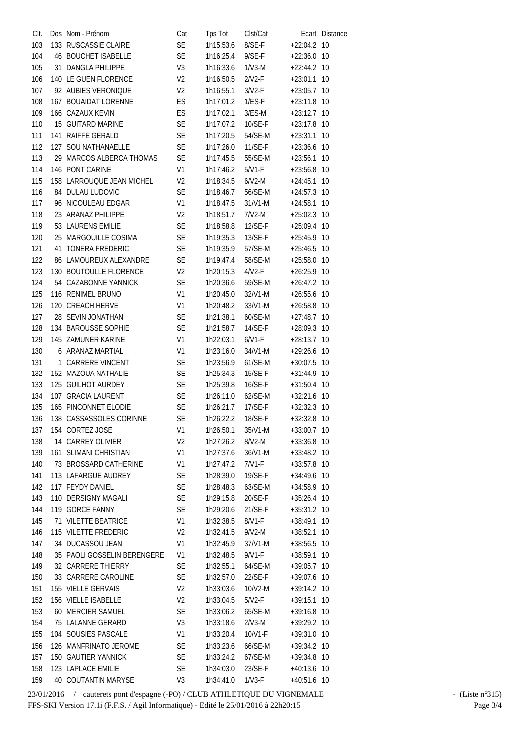| Clt. | Dos | Nom - Prénom | Cat | Tps Tot | Clst/Cat | Ecart | Distance |
|---|---|---|---|---|---|---|---|
| 103 | 133 | RUSCASSIE CLAIRE | SE | 1h15:53.6 | 8/SE-F | +22:04.2 | 10 |
| 104 | 46 | BOUCHET ISABELLE | SE | 1h16:25.4 | 9/SE-F | +22:36.0 | 10 |
| 105 | 31 | DANGLA PHILIPPE | V3 | 1h16:33.6 | 1/V3-M | +22:44.2 | 10 |
| 106 | 140 | LE GUEN FLORENCE | V2 | 1h16:50.5 | 2/V2-F | +23:01.1 | 10 |
| 107 | 92 | AUBIES VERONIQUE | V2 | 1h16:55.1 | 3/V2-F | +23:05.7 | 10 |
| 108 | 167 | BOUAIDAT LORENNE | ES | 1h17:01.2 | 1/ES-F | +23:11.8 | 10 |
| 109 | 166 | CAZAUX KEVIN | ES | 1h17:02.1 | 3/ES-M | +23:12.7 | 10 |
| 110 | 15 | GUITARD MARINE | SE | 1h17:07.2 | 10/SE-F | +23:17.8 | 10 |
| 111 | 141 | RAIFFE GERALD | SE | 1h17:20.5 | 54/SE-M | +23:31.1 | 10 |
| 112 | 127 | SOU NATHANAELLE | SE | 1h17:26.0 | 11/SE-F | +23:36.6 | 10 |
| 113 | 29 | MARCOS ALBERCA THOMAS | SE | 1h17:45.5 | 55/SE-M | +23:56.1 | 10 |
| 114 | 146 | PONT CARINE | V1 | 1h17:46.2 | 5/V1-F | +23:56.8 | 10 |
| 115 | 158 | LARROUQUE JEAN MICHEL | V2 | 1h18:34.5 | 6/V2-M | +24:45.1 | 10 |
| 116 | 84 | DULAU LUDOVIC | SE | 1h18:46.7 | 56/SE-M | +24:57.3 | 10 |
| 117 | 96 | NICOULEAU EDGAR | V1 | 1h18:47.5 | 31/V1-M | +24:58.1 | 10 |
| 118 | 23 | ARANAZ PHILIPPE | V2 | 1h18:51.7 | 7/V2-M | +25:02.3 | 10 |
| 119 | 53 | LAURENS EMILIE | SE | 1h18:58.8 | 12/SE-F | +25:09.4 | 10 |
| 120 | 25 | MARGOUILLE COSIMA | SE | 1h19:35.3 | 13/SE-F | +25:45.9 | 10 |
| 121 | 41 | TONERA FREDERIC | SE | 1h19:35.9 | 57/SE-M | +25:46.5 | 10 |
| 122 | 86 | LAMOUREUX ALEXANDRE | SE | 1h19:47.4 | 58/SE-M | +25:58.0 | 10 |
| 123 | 130 | BOUTOULLE FLORENCE | V2 | 1h20:15.3 | 4/V2-F | +26:25.9 | 10 |
| 124 | 54 | CAZABONNE YANNICK | SE | 1h20:36.6 | 59/SE-M | +26:47.2 | 10 |
| 125 | 116 | RENIMEL BRUNO | V1 | 1h20:45.0 | 32/V1-M | +26:55.6 | 10 |
| 126 | 120 | CREACH HERVE | V1 | 1h20:48.2 | 33/V1-M | +26:58.8 | 10 |
| 127 | 28 | SEVIN JONATHAN | SE | 1h21:38.1 | 60/SE-M | +27:48.7 | 10 |
| 128 | 134 | BAROUSSE SOPHIE | SE | 1h21:58.7 | 14/SE-F | +28:09.3 | 10 |
| 129 | 145 | ZAMUNER KARINE | V1 | 1h22:03.1 | 6/V1-F | +28:13.7 | 10 |
| 130 | 6 | ARANAZ MARTIAL | V1 | 1h23:16.0 | 34/V1-M | +29:26.6 | 10 |
| 131 | 1 | CARRERE VINCENT | SE | 1h23:56.9 | 61/SE-M | +30:07.5 | 10 |
| 132 | 152 | MAZOUA NATHALIE | SE | 1h25:34.3 | 15/SE-F | +31:44.9 | 10 |
| 133 | 125 | GUILHOT AURDEY | SE | 1h25:39.8 | 16/SE-F | +31:50.4 | 10 |
| 134 | 107 | GRACIA LAURENT | SE | 1h26:11.0 | 62/SE-M | +32:21.6 | 10 |
| 135 | 165 | PINCONNET ELODIE | SE | 1h26:21.7 | 17/SE-F | +32:32.3 | 10 |
| 136 | 138 | CASSASSOLES CORINNE | SE | 1h26:22.2 | 18/SE-F | +32:32.8 | 10 |
| 137 | 154 | CORTEZ JOSE | V1 | 1h26:50.1 | 35/V1-M | +33:00.7 | 10 |
| 138 | 14 | CARREY OLIVIER | V2 | 1h27:26.2 | 8/V2-M | +33:36.8 | 10 |
| 139 | 161 | SLIMANI CHRISTIAN | V1 | 1h27:37.6 | 36/V1-M | +33:48.2 | 10 |
| 140 | 73 | BROSSARD CATHERINE | V1 | 1h27:47.2 | 7/V1-F | +33:57.8 | 10 |
| 141 | 113 | LAFARGUE AUDREY | SE | 1h28:39.0 | 19/SE-F | +34:49.6 | 10 |
| 142 | 117 | FEYDY DANIEL | SE | 1h28:48.3 | 63/SE-M | +34:58.9 | 10 |
| 143 | 110 | DERSIGNY MAGALI | SE | 1h29:15.8 | 20/SE-F | +35:26.4 | 10 |
| 144 | 119 | GORCE FANNY | SE | 1h29:20.6 | 21/SE-F | +35:31.2 | 10 |
| 145 | 71 | VILETTE BEATRICE | V1 | 1h32:38.5 | 8/V1-F | +38:49.1 | 10 |
| 146 | 115 | VILETTE FREDERIC | V2 | 1h32:41.5 | 9/V2-M | +38:52.1 | 10 |
| 147 | 34 | DUCASSOU JEAN | V1 | 1h32:45.9 | 37/V1-M | +38:56.5 | 10 |
| 148 | 35 | PAOLI GOSSELIN BERENGERE | V1 | 1h32:48.5 | 9/V1-F | +38:59.1 | 10 |
| 149 | 32 | CARRERE THIERRY | SE | 1h32:55.1 | 64/SE-M | +39:05.7 | 10 |
| 150 | 33 | CARRERE CAROLINE | SE | 1h32:57.0 | 22/SE-F | +39:07.6 | 10 |
| 151 | 155 | VIELLE GERVAIS | V2 | 1h33:03.6 | 10/V2-M | +39:14.2 | 10 |
| 152 | 156 | VIELLE ISABELLE | V2 | 1h33:04.5 | 5/V2-F | +39:15.1 | 10 |
| 153 | 60 | MERCIER SAMUEL | SE | 1h33:06.2 | 65/SE-M | +39:16.8 | 10 |
| 154 | 75 | LALANNE GERARD | V3 | 1h33:18.6 | 2/V3-M | +39:29.2 | 10 |
| 155 | 104 | SOUSIES PASCALE | V1 | 1h33:20.4 | 10/V1-F | +39:31.0 | 10 |
| 156 | 126 | MANFRINATO JEROME | SE | 1h33:23.6 | 66/SE-M | +39:34.2 | 10 |
| 157 | 150 | GAUTIER YANNICK | SE | 1h33:24.2 | 67/SE-M | +39:34.8 | 10 |
| 158 | 123 | LAPLACE EMILIE | SE | 1h34:03.0 | 23/SE-F | +40:13.6 | 10 |
| 159 | 40 | COUTANTIN MARYSE | V3 | 1h34:41.0 | 1/V3-F | +40:51.6 | 10 |

23/01/2016 / cauterets pont d'espagne (-PO) / CLUB ATHLETIQUE DU VIGNEMALE - (Liste n°315)

FFS-SKI Version 17.1i (F.F.S. / Agil Informatique) - Edité le 25/01/2016 à 22h20:15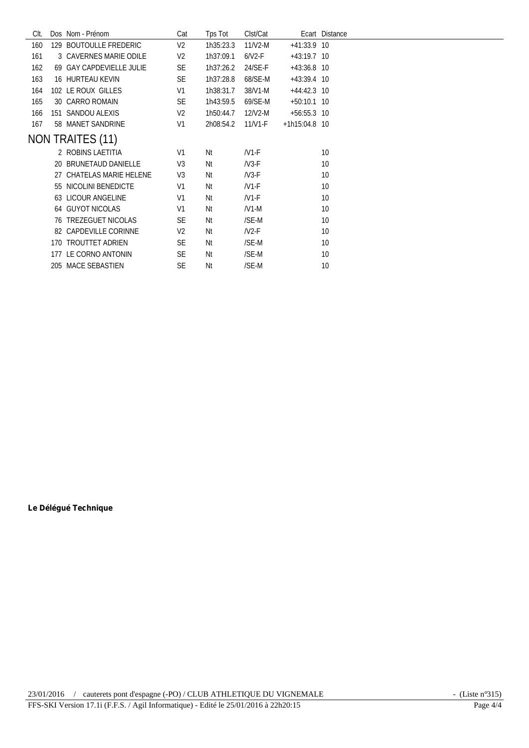| Clt. | Dos | Nom - Prénom | Cat | Tps Tot | Clst/Cat | Ecart | Distance |
|---|---|---|---|---|---|---|---|
| 160 | 129 | BOUTOULLE FREDERIC | V2 | 1h35:23.3 | 11/V2-M | +41:33.9 | 10 |
| 161 | 3 | CAVERNES MARIE ODILE | V2 | 1h37:09.1 | 6/V2-F | +43:19.7 | 10 |
| 162 | 69 | GAY CAPDEVIELLE JULIE | SE | 1h37:26.2 | 24/SE-F | +43:36.8 | 10 |
| 163 | 16 | HURTEAU KEVIN | SE | 1h37:28.8 | 68/SE-M | +43:39.4 | 10 |
| 164 | 102 | LE ROUX GILLES | V1 | 1h38:31.7 | 38/V1-M | +44:42.3 | 10 |
| 165 | 30 | CARRO ROMAIN | SE | 1h43:59.5 | 69/SE-M | +50:10.1 | 10 |
| 166 | 151 | SANDOU ALEXIS | V2 | 1h50:44.7 | 12/V2-M | +56:55.3 | 10 |
| 167 | 58 | MANET SANDRINE | V1 | 2h08:54.2 | 11/V1-F | +1h15:04.8 | 10 |

## NON TRAITES (11)

| | Dos | Nom - Prénom | Cat | Tps Tot | Clst/Cat | Ecart | Distance |
|---|---|---|---|---|---|---|---|
| | 2 | ROBINS LAETITIA | V1 | Nt | /V1-F | | 10 |
| | 20 | BRUNETAUD DANIELLE | V3 | Nt | /V3-F | | 10 |
| | 27 | CHATELAS MARIE HELENE | V3 | Nt | /V3-F | | 10 |
| | 55 | NICOLINI BENEDICTE | V1 | Nt | /V1-F | | 10 |
| | 63 | LICOUR ANGELINE | V1 | Nt | /V1-F | | 10 |
| | 64 | GUYOT NICOLAS | V1 | Nt | /V1-M | | 10 |
| | 76 | TREZEGUET NICOLAS | SE | Nt | /SE-M | | 10 |
| | 82 | CAPDEVILLE CORINNE | V2 | Nt | /V2-F | | 10 |
| | 170 | TROUTTET ADRIEN | SE | Nt | /SE-M | | 10 |
| | 177 | LE CORNO ANTONIN | SE | Nt | /SE-M | | 10 |
| | 205 | MACE SEBASTIEN | SE | Nt | /SE-M | | 10 |

**Le Délégué Technique**

23/01/2016 / cauterets pont d'espagne (-PO) / CLUB ATHLETIQUE DU VIGNEMALE - (Liste n°315)

FFS-SKI Version 17.1i (F.F.S. / Agil Informatique) - Edité le 25/01/2016 à 22h20:15